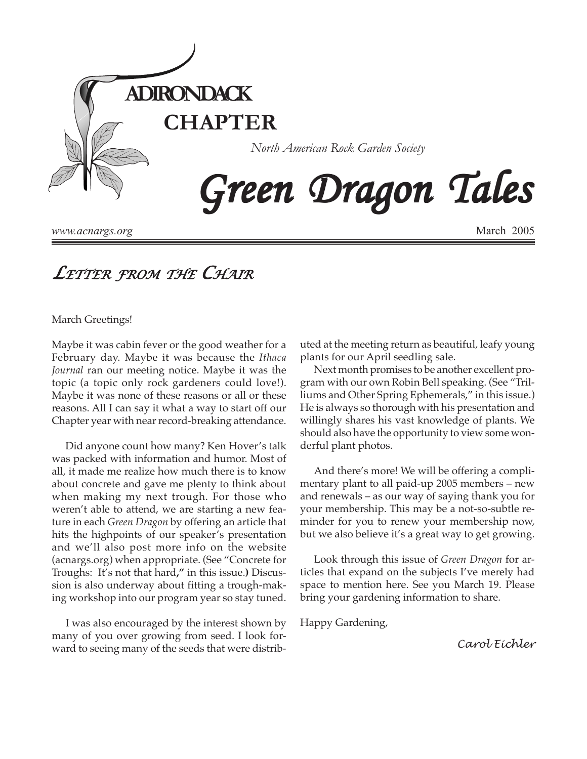# ADIRONDACK CHAPTER

*North American Rock Garden Society*

# *Green Dragon Tales*

*www.acnargs.org*

March 2005

## LETTER FROM THE CHAIR

March Greetings!

Maybe it was cabin fever or the good weather for a February day. Maybe it was because the *Ithaca Journal* ran our meeting notice. Maybe it was the topic (a topic only rock gardeners could love!). Maybe it was none of these reasons or all or these reasons. All I can say it what a way to start off our Chapter year with near record-breaking attendance.

Did anyone count how many? Ken Hover's talk was packed with information and humor. Most of all, it made me realize how much there is to know about concrete and gave me plenty to think about when making my next trough. For those who weren't able to attend, we are starting a new feature in each *Green Dragon* by offering an article that hits the highpoints of our speaker's presentation and we'll also post more info on the website (acnargs.org) when appropriate. (See "Concrete for Troughs: It's not that hard," in this issue.) Discussion is also underway about fitting a trough-making workshop into our program year so stay tuned.

I was also encouraged by the interest shown by many of you over growing from seed. I look forward to seeing many of the seeds that were distributed at the meeting return as beautiful, leafy young plants for our April seedling sale.

Next month promises to be another excellent program with our own Robin Bell speaking. (See "Trilliums and Other Spring Ephemerals," in this issue.) He is always so thorough with his presentation and willingly shares his vast knowledge of plants. We should also have the opportunity to view some wonderful plant photos.

And there's more! We will be offering a complimentary plant to all paid-up 2005 members – new and renewals – as our way of saying thank you for your membership. This may be a not-so-subtle reminder for you to renew your membership now, but we also believe it's a great way to get growing.

Look through this issue of *Green Dragon* for articles that expand on the subjects I've merely had space to mention here. See you March 19. Please bring your gardening information to share.

Happy Gardening,

*Carol Eichler*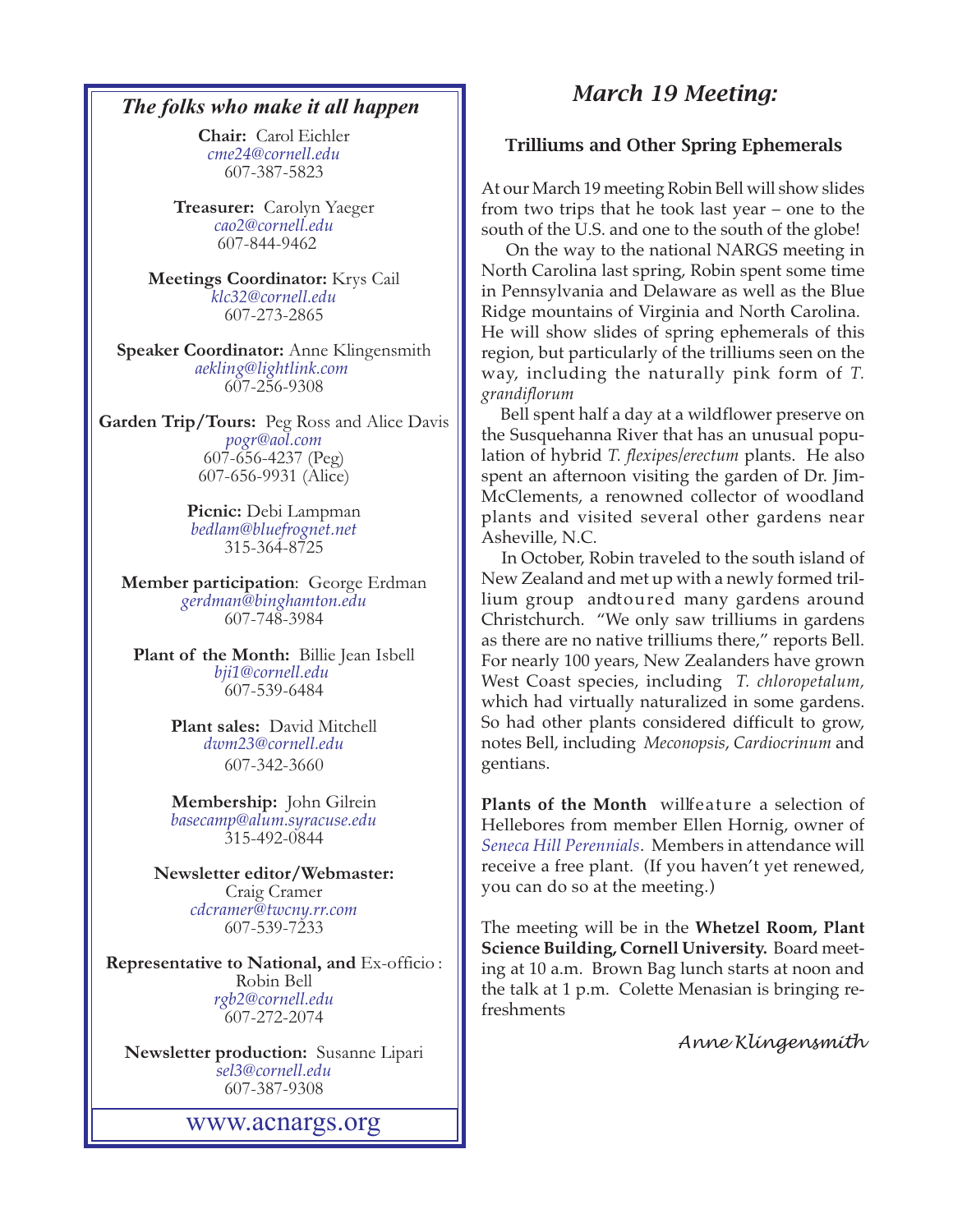## *The folks who make it all happen*

**Chair:** Carol Eichler
*cme24@cornell.edu*
607-387-5823

**Treasurer:** Carolyn Yaeger
*cao2@cornell.edu*
607-844-9462

**Meetings Coordinator:** Krys Cail
*klc32@cornell.edu*
607-273-2865

**Speaker Coordinator:** Anne Klingensmith
*aekling@lightlink.com*
607-256-9308

**Garden Trip/Tours:** Peg Ross and Alice Davis
*pogr@aol.com*
607-656-4237 (Peg)
607-656-9931 (Alice)

**Picnic:** Debi Lampman
*bedlam@bluefrognet.net*
315-364-8725

**Member participation**: George Erdman
*gerdman@binghamton.edu*
607-748-3984

**Plant of the Month:** Billie Jean Isbell
*bji1@cornell.edu*
607-539-6484

**Plant sales:** David Mitchell
*dwm23@cornell.edu*
607-342-3660

**Membership:** John Gilrein
*basecamp@alum.syracuse.edu*
315-492-0844

**Newsletter editor/Webmaster:**
Craig Cramer
*cdcramer@twcny.rr.com*
607-539-7233

**Representative to National, and** Ex-officio:
Robin Bell
*rgb2@cornell.edu*
607-272-2074

**Newsletter production:** Susanne Lipari
*sel3@cornell.edu*
607-387-9308

www.acnargs.org

# *March 19 Meeting:*

### Trilliums and Other Spring Ephemerals

At our March 19 meeting Robin Bell will show slides from two trips that he took last year – one to the south of the U.S. and one to the south of the globe!

On the way to the national NARGS meeting in North Carolina last spring, Robin spent some time in Pennsylvania and Delaware as well as the Blue Ridge mountains of Virginia and North Carolina. He will show slides of spring ephemerals of this region, but particularly of the trilliums seen on the way, including the naturally pink form of *T. grandiflorum*

Bell spent half a day at a wildflower preserve on the Susquehanna River that has an unusual population of hybrid *T. flexipes/erectum* plants. He also spent an afternoon visiting the garden of Dr. Jim-McClements, a renowned collector of woodland plants and visited several other gardens near Asheville, N.C.

In October, Robin traveled to the south island of New Zealand and met up with a newly formed trillium group andtoured many gardens around Christchurch. "We only saw trilliums in gardens as there are no native trilliums there," reports Bell. For nearly 100 years, New Zealanders have grown West Coast species, including *T. chloropetalum,* which had virtually naturalized in some gardens. So had other plants considered difficult to grow, notes Bell, including *Meconopsis*, *Cardiocrinum* and gentians.

**Plants of the Month** willfeature a selection of Hellebores from member Ellen Hornig, owner of *Seneca Hill Perennials*. Members in attendance will receive a free plant. (If you haven't yet renewed, you can do so at the meeting.)

The meeting will be in the **Whetzel Room, Plant Science Building, Cornell University.** Board meeting at 10 a.m. Brown Bag lunch starts at noon and the talk at 1 p.m. Colette Menasian is bringing refreshments

*Anne Klingensmith*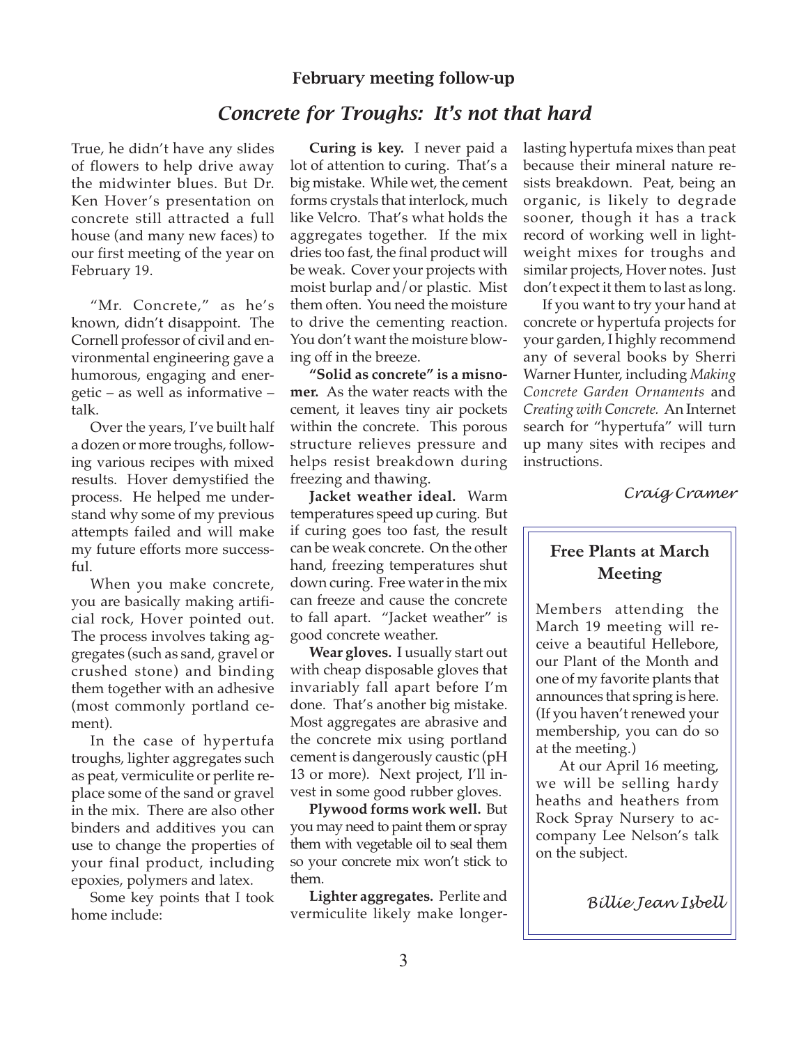## February meeting follow-up

# *Concrete for Troughs: It's not that hard*

True, he didn't have any slides of flowers to help drive away the midwinter blues. But Dr. Ken Hover's presentation on concrete still attracted a full house (and many new faces) to our first meeting of the year on February 19.

"Mr. Concrete," as he's known, didn't disappoint. The Cornell professor of civil and environmental engineering gave a humorous, engaging and energetic – as well as informative – talk.

Over the years, I've built half a dozen or more troughs, following various recipes with mixed results. Hover demystified the process. He helped me understand why some of my previous attempts failed and will make my future efforts more successful.

When you make concrete, you are basically making artificial rock, Hover pointed out. The process involves taking aggregates (such as sand, gravel or crushed stone) and binding them together with an adhesive (most commonly portland cement).

In the case of hypertufa troughs, lighter aggregates such as peat, vermiculite or perlite replace some of the sand or gravel in the mix. There are also other binders and additives you can use to change the properties of your final product, including epoxies, polymers and latex.

Some key points that I took home include:

**Curing is key.** I never paid a lot of attention to curing. That's a big mistake. While wet, the cement forms crystals that interlock, much like Velcro. That's what holds the aggregates together. If the mix dries too fast, the final product will be weak. Cover your projects with moist burlap and/or plastic. Mist them often. You need the moisture to drive the cementing reaction. You don't want the moisture blowing off in the breeze.

**"Solid as concrete" is a misnomer.** As the water reacts with the cement, it leaves tiny air pockets within the concrete. This porous structure relieves pressure and helps resist breakdown during freezing and thawing.

**Jacket weather ideal.** Warm temperatures speed up curing. But if curing goes too fast, the result can be weak concrete. On the other hand, freezing temperatures shut down curing. Free water in the mix can freeze and cause the concrete to fall apart. "Jacket weather" is good concrete weather.

**Wear gloves.** I usually start out with cheap disposable gloves that invariably fall apart before I'm done. That's another big mistake. Most aggregates are abrasive and the concrete mix using portland cement is dangerously caustic (pH 13 or more). Next project, I'll invest in some good rubber gloves.

**Plywood forms work well.** But you may need to paint them or spray them with vegetable oil to seal them so your concrete mix won't stick to them.

**Lighter aggregates.** Perlite and vermiculite likely make longer-lasting hypertufa mixes than peat because their mineral nature resists breakdown. Peat, being an organic, is likely to degrade sooner, though it has a track record of working well in lightweight mixes for troughs and similar projects, Hover notes. Just don't expect it them to last as long.

If you want to try your hand at concrete or hypertufa projects for your garden, I highly recommend any of several books by Sherri Warner Hunter, including *Making Concrete Garden Ornaments* and *Creating with Concrete.* An Internet search for "hypertufa" will turn up many sites with recipes and instructions.

*Craig Cramer*

---

### Free Plants at March Meeting

Members attending the March 19 meeting will receive a beautiful Hellebore, our Plant of the Month and one of my favorite plants that announces that spring is here. (If you haven't renewed your membership, you can do so at the meeting.)

At our April 16 meeting, we will be selling hardy heaths and heathers from Rock Spray Nursery to accompany Lee Nelson's talk on the subject.

*Billie Jean Isbell*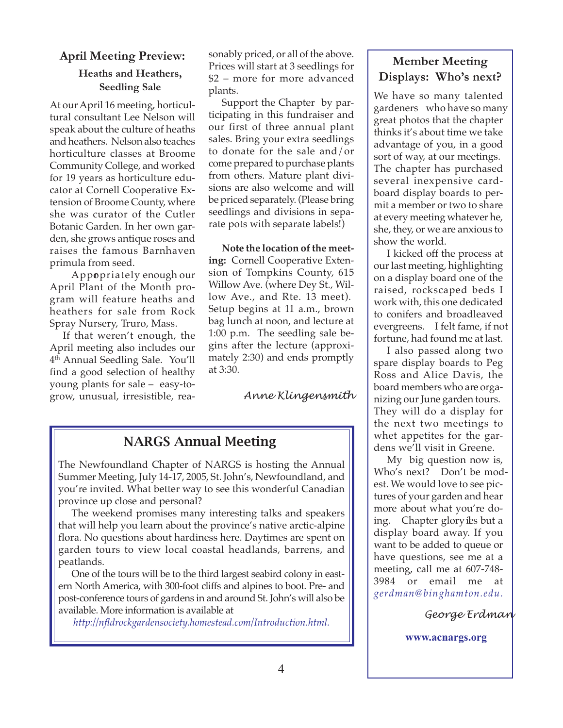## April Meeting Preview:

### Heaths and Heathers, Seedling Sale

At our April 16 meeting, horticultural consultant Lee Nelson will speak about the culture of heaths and heathers. Nelson also teaches horticulture classes at Broome Community College, and worked for 19 years as horticulture educator at Cornell Cooperative Extension of Broome County, where she was curator of the Cutler Botanic Garden. In her own garden, she grows antique roses and raises the famous Barnhaven primula from seed.

Appropriately enough our April Plant of the Month program will feature heaths and heathers for sale from Rock Spray Nursery, Truro, Mass.

If that weren't enough, the April meeting also includes our 4th Annual Seedling Sale. You'll find a good selection of healthy young plants for sale – easy-to-grow, unusual, irresistible, reasonably priced, or all of the above. Prices will start at 3 seedlings for $2 – more for more advanced plants.

Support the Chapter by participating in this fundraiser and our first of three annual plant sales. Bring your extra seedlings to donate for the sale and/or come prepared to purchase plants from others. Mature plant divisions are also welcome and will be priced separately. (Please bring seedlings and divisions in separate pots with separate labels!)

**Note the location of the meeting:** Cornell Cooperative Extension of Tompkins County, 615 Willow Ave. (where Dey St., Willow Ave., and Rte. 13 meet). Setup begins at 11 a.m., brown bag lunch at noon, and lecture at 1:00 p.m. The seedling sale begins after the lecture (approximately 2:30) and ends promptly at 3:30.

*Anne Klingensmith*

## NARGS Annual Meeting

The Newfoundland Chapter of NARGS is hosting the Annual Summer Meeting, July 14-17, 2005, St. John's, Newfoundland, and you're invited. What better way to see this wonderful Canadian province up close and personal?

The weekend promises many interesting talks and speakers that will help you learn about the province's native arctic-alpine flora. No questions about hardiness here. Daytimes are spent on garden tours to view local coastal headlands, barrens, and peatlands.

One of the tours will be to the third largest seabird colony in eastern North America, with 300-foot cliffs and alpines to boot. Pre- and post-conference tours of gardens in and around St. John's will also be available. More information is available at

*http://nfldrockgardensociety.homestead.com/Introduction.html.*

## Member Meeting Displays: Who's next?

We have so many talented gardeners who have so many great photos that the chapter thinks it's about time we take advantage of you, in a good sort of way, at our meetings. The chapter has purchased several inexpensive cardboard display boards to permit a member or two to share at every meeting whatever he, she, they, or we are anxious to show the world.

I kicked off the process at our last meeting, highlighting on a display board one of the raised, rockscaped beds I work with, this one dedicated to conifers and broadleaved evergreens. I felt fame, if not fortune, had found me at last.

I also passed along two spare display boards to Peg Ross and Alice Davis, the board members who are organizing our June garden tours. They will do a display for the next two meetings to whet appetites for the gardens we'll visit in Greene.

My big question now is, Who's next? Don't be modest. We would love to see pictures of your garden and hear more about what you're doing. Chapter glory lies but a display board away. If you want to be added to queue or have questions, see me at a meeting, call me at 607-748-3984 or email me at *gerdman@binghamton.edu.*

*George Erdman*

**www.acnargs.org**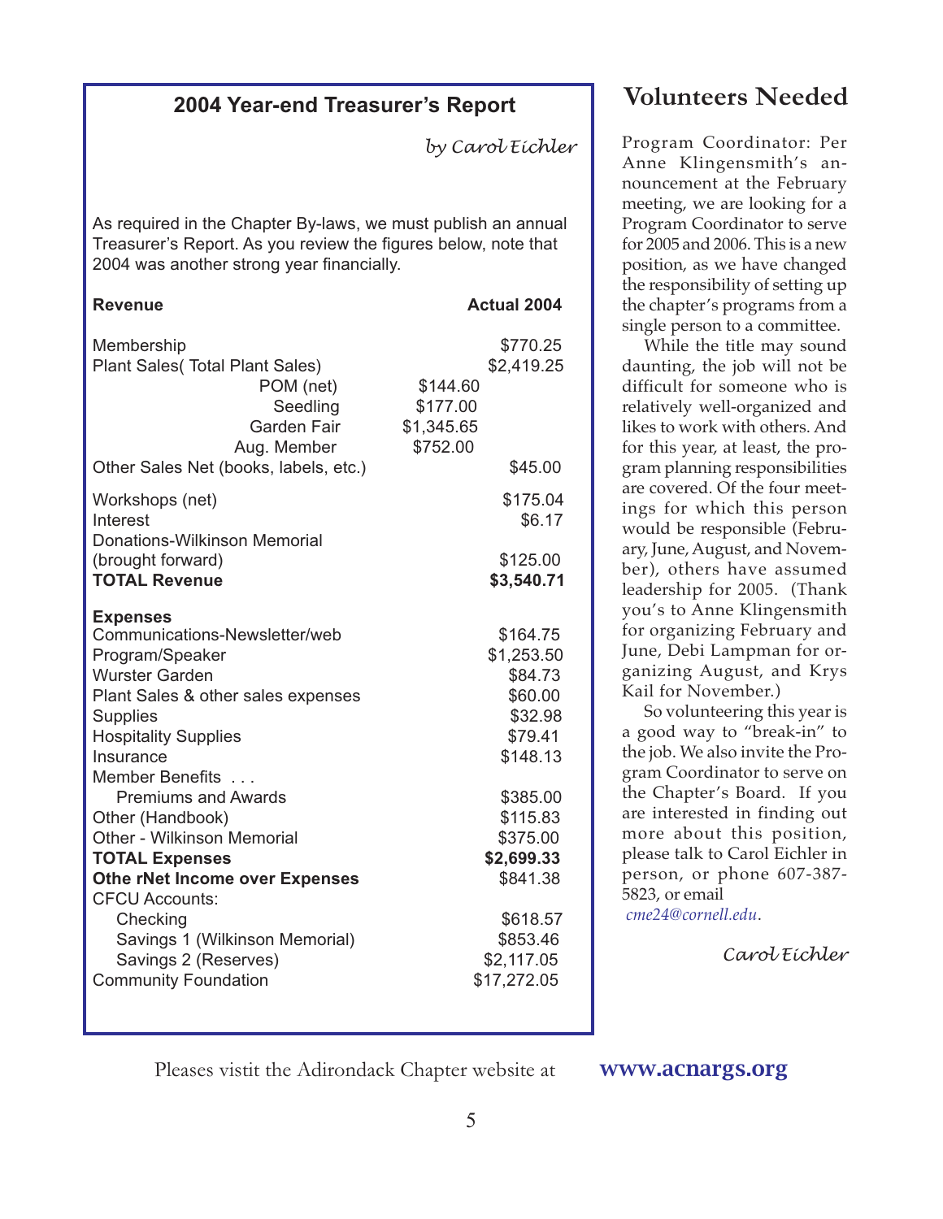## 2004 Year-end Treasurer's Report

*by Carol Eichler*

As required in the Chapter By-laws, we must publish an annual Treasurer's Report. As you review the figures below, note that 2004 was another strong year financially.

| **Revenue** | | **Actual 2004** |
|---|---|---|
| Membership | | $770.25 |
| Plant Sales( Total Plant Sales) | | $2,419.25 |
| POM (net) | $144.60 | |
| Seedling | $177.00 | |
| Garden Fair | $1,345.65 | |
| Aug. Member | $752.00 | |
| Other Sales Net (books, labels, etc.) | | $45.00 |
| Workshops (net) | | $175.04 |
| Interest | | $6.17 |
| Donations-Wilkinson Memorial (brought forward) | | $125.00 |
| **TOTAL Revenue** | | **$3,540.71** |
| **Expenses** | | |
| Communications-Newsletter/web | | $164.75 |
| Program/Speaker | | $1,253.50 |
| Wurster Garden | | $84.73 |
| Plant Sales & other sales expenses | | $60.00 |
| Supplies | | $32.98 |
| Hospitality Supplies | | $79.41 |
| Insurance | | $148.13 |
| Member Benefits . . . | | |
| Premiums and Awards | | $385.00 |
| Other (Handbook) | | $115.83 |
| Other - Wilkinson Memorial | | $375.00 |
| **TOTAL Expenses** | | **$2,699.33** |
| **Othe rNet Income over Expenses** | | $841.38 |
| CFCU Accounts: | | |
| Checking | | $618.57 |
| Savings 1 (Wilkinson Memorial) | | $853.46 |
| Savings 2 (Reserves) | | $2,117.05 |
| Community Foundation | | $17,272.05 |

## Volunteers Needed

Program Coordinator: Per Anne Klingensmith's announcement at the February meeting, we are looking for a Program Coordinator to serve for 2005 and 2006. This is a new position, as we have changed the responsibility of setting up the chapter's programs from a single person to a committee.

While the title may sound daunting, the job will not be difficult for someone who is relatively well-organized and likes to work with others. And for this year, at least, the program planning responsibilities are covered. Of the four meetings for which this person would be responsible (February, June, August, and November), others have assumed leadership for 2005. (Thank you's to Anne Klingensmith for organizing February and June, Debi Lampman for organizing August, and Krys Kail for November.)

So volunteering this year is a good way to "break-in" to the job. We also invite the Program Coordinator to serve on the Chapter's Board. If you are interested in finding out more about this position, please talk to Carol Eichler in person, or phone 607-387-5823, or email *cme24@cornell.edu*.

*Carol Eichler*

Pleases vistit the Adirondack Chapter website at **www.acnargs.org**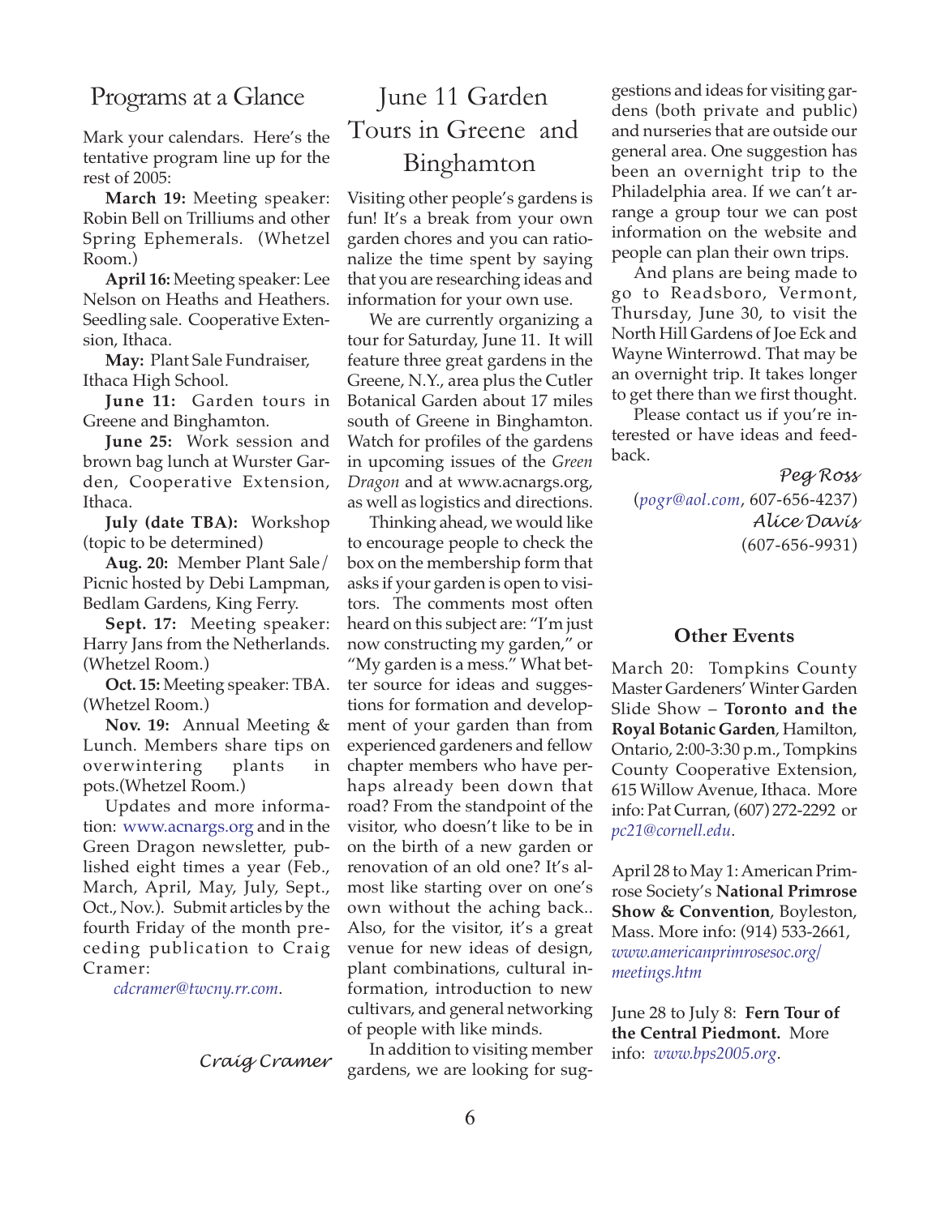## Programs at a Glance

Mark your calendars. Here's the tentative program line up for the rest of 2005:

**March 19:** Meeting speaker: Robin Bell on Trilliums and other Spring Ephemerals. (Whetzel Room.)

**April 16:** Meeting speaker: Lee Nelson on Heaths and Heathers. Seedling sale. Cooperative Extension, Ithaca.

**May:** Plant Sale Fundraiser, Ithaca High School.

**June 11:** Garden tours in Greene and Binghamton.

**June 25:** Work session and brown bag lunch at Wurster Garden, Cooperative Extension, Ithaca.

**July (date TBA):** Workshop (topic to be determined)

**Aug. 20:** Member Plant Sale/ Picnic hosted by Debi Lampman, Bedlam Gardens, King Ferry.

**Sept. 17:** Meeting speaker: Harry Jans from the Netherlands. (Whetzel Room.)

**Oct. 15:** Meeting speaker: TBA. (Whetzel Room.)

**Nov. 19:** Annual Meeting & Lunch. Members share tips on overwintering plants in pots.(Whetzel Room.)

Updates and more information: www.acnargs.org and in the Green Dragon newsletter, published eight times a year (Feb., March, April, May, July, Sept., Oct., Nov.). Submit articles by the fourth Friday of the month preceding publication to Craig Cramer:

*cdcramer@twcny.rr.com*.

*Craig Cramer*

## June 11 Garden Tours in Greene and Binghamton

Visiting other people's gardens is fun! It's a break from your own garden chores and you can rationalize the time spent by saying that you are researching ideas and information for your own use.

We are currently organizing a tour for Saturday, June 11. It will feature three great gardens in the Greene, N.Y., area plus the Cutler Botanical Garden about 17 miles south of Greene in Binghamton. Watch for profiles of the gardens in upcoming issues of the *Green Dragon* and at www.acnargs.org, as well as logistics and directions.

Thinking ahead, we would like to encourage people to check the box on the membership form that asks if your garden is open to visitors. The comments most often heard on this subject are: "I'm just now constructing my garden," or "My garden is a mess." What better source for ideas and suggestions for formation and development of your garden than from experienced gardeners and fellow chapter members who have perhaps already been down that road? From the standpoint of the visitor, who doesn't like to be in on the birth of a new garden or renovation of an old one? It's almost like starting over on one's own without the aching back.. Also, for the visitor, it's a great venue for new ideas of design, plant combinations, cultural information, introduction to new cultivars, and general networking of people with like minds.

In addition to visiting member gardens, we are looking for suggestions and ideas for visiting gardens (both private and public) and nurseries that are outside our general area. One suggestion has been an overnight trip to the Philadelphia area. If we can't arrange a group tour we can post information on the website and people can plan their own trips.

And plans are being made to go to Readsboro, Vermont, Thursday, June 30, to visit the North Hill Gardens of Joe Eck and Wayne Winterrowd. That may be an overnight trip. It takes longer to get there than we first thought.

Please contact us if you're interested or have ideas and feedback.

*Peg Ross*
(*pogr@aol.com*, 607-656-4237)
*Alice Davis*
(607-656-9931)

### Other Events

March 20: Tompkins County Master Gardeners' Winter Garden Slide Show – **Toronto and the Royal Botanic Garden**, Hamilton, Ontario, 2:00-3:30 p.m., Tompkins County Cooperative Extension, 615 Willow Avenue, Ithaca. More info: Pat Curran, (607) 272-2292 or *pc21@cornell.edu*.

April 28 to May 1: American Primrose Society's **National Primrose Show & Convention**, Boyleston, Mass. More info: (914) 533-2661, *www.americanprimrosesoc.org/meetings.htm*

June 28 to July 8: **Fern Tour of the Central Piedmont.** More info: *www.bps2005.org*.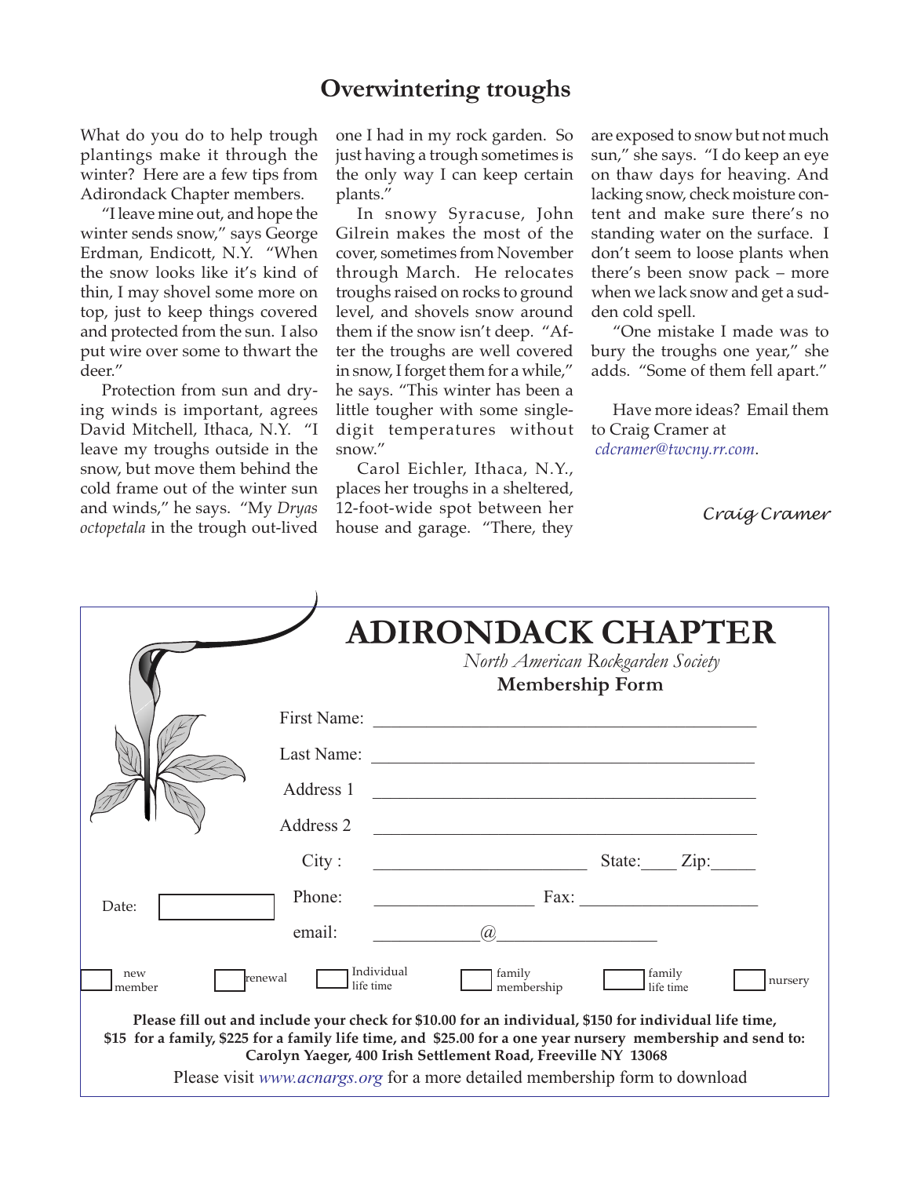# Overwintering troughs

What do you do to help trough plantings make it through the winter? Here are a few tips from Adirondack Chapter members.

"I leave mine out, and hope the winter sends snow," says George Erdman, Endicott, N.Y. "When the snow looks like it's kind of thin, I may shovel some more on top, just to keep things covered and protected from the sun. I also put wire over some to thwart the deer."

Protection from sun and drying winds is important, agrees David Mitchell, Ithaca, N.Y. "I leave my troughs outside in the snow, but move them behind the cold frame out of the winter sun and winds," he says. "My *Dryas octopetala* in the trough out-lived one I had in my rock garden. So just having a trough sometimes is the only way I can keep certain plants."

In snowy Syracuse, John Gilrein makes the most of the cover, sometimes from November through March. He relocates troughs raised on rocks to ground level, and shovels snow around them if the snow isn't deep. "After the troughs are well covered in snow, I forget them for a while," he says. "This winter has been a little tougher with some single-digit temperatures without snow."

Carol Eichler, Ithaca, N.Y., places her troughs in a sheltered, 12-foot-wide spot between her house and garage. "There, they are exposed to snow but not much sun," she says. "I do keep an eye on thaw days for heaving. And lacking snow, check moisture content and make sure there's no standing water on the surface. I don't seem to loose plants when there's been snow pack – more when we lack snow and get a sudden cold spell.

"One mistake I made was to bury the troughs one year," she adds. "Some of them fell apart."

Have more ideas? Email them to Craig Cramer at *cdcramer@twcny.rr.com*.

*Craig Cramer*

---

# ADIRONDACK CHAPTER

*North American Rockgarden Society*

**Membership Form**

First Name: ____________________________________________

Last Name: ____________________________________________

Address 1 ____________________________________________

Address 2 ____________________________________________

City : ________________________ State:____ Zip:_____

Date: [ ]

Phone: __________________ Fax: ____________________

email: ___________@__________________

[ ] new member [ ] renewal [ ] Individual life time [ ] family membership [ ] family life time [ ] nursery

**Please fill out and include your check for $10.00 for an individual, $150 for individual life time, $15 for a family, $225 for a family life time, and $25.00 for a one year nursery membership and send to: Carolyn Yaeger, 400 Irish Settlement Road, Freeville NY 13068**

Please visit *www.acnargs.org* for a more detailed membership form to download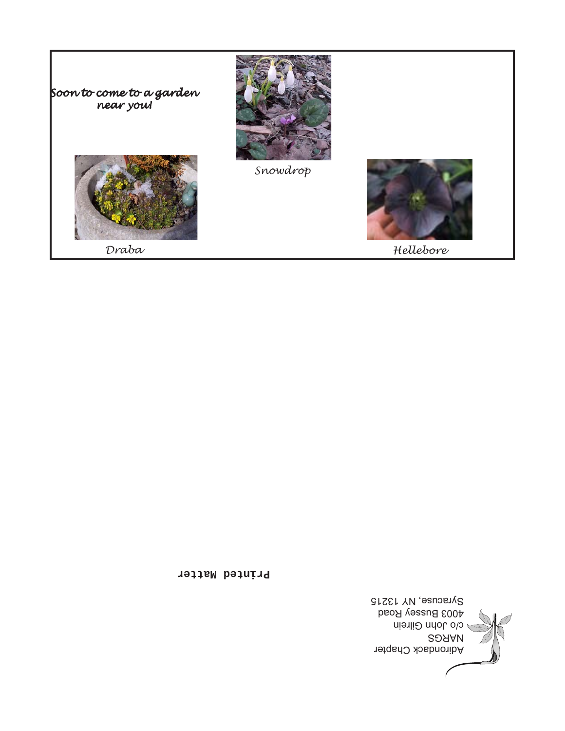*Soon to come to a garden near you!*

*Snowdrop*

*Draba*

*Hellebore*

**Printed Matter**

Adirondack Chapter
NARGS
c/o John Gilrein
4003 Bussey Road
Syracuse, NY 13215